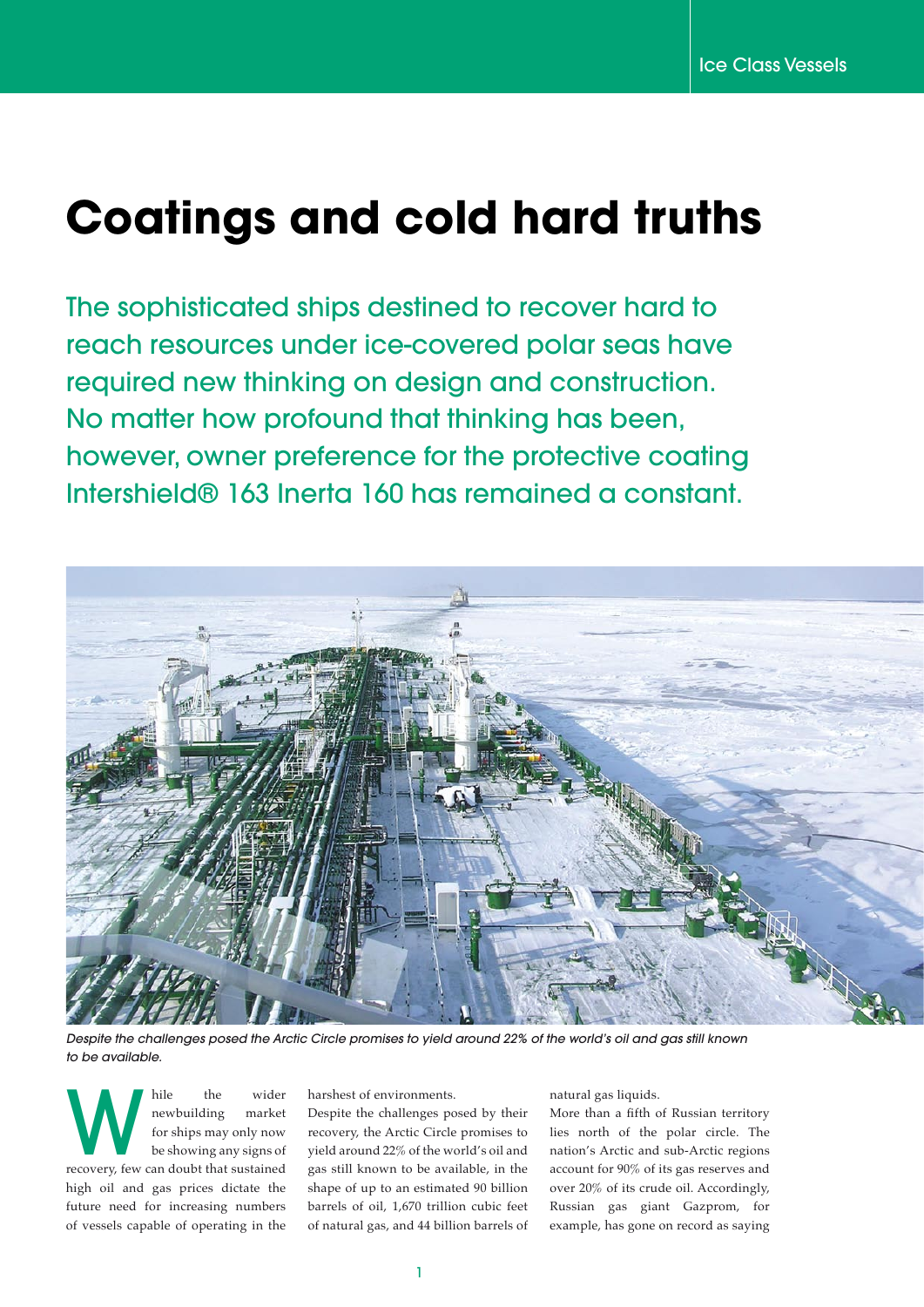# Coatings and cold hard truths

The sophisticated ships destined to recover hard to reach resources under ice-covered polar seas have required new thinking on design and construction. No matter how profound that thinking has been, however, owner preference for the protective coating Intershield® 163 Inerta 160 has remained a constant.

*Despite the challenges posed the Arctic Circle promises to yield around 22% of the world's oil and gas still known to be available.*

While the wider newbuilding market for ships may only now be showing any signs of recovery, few can doubt that sustained high oil and gas prices dictate the future need for increasing numbers of vessels capable of operating in the harshest of environments.

Despite the challenges posed by their recovery, the Arctic Circle promises to yield around 22% of the world's oil and gas still known to be available, in the shape of up to an estimated 90 billion barrels of oil, 1,670 trillion cubic feet of natural gas, and 44 billion barrels of natural gas liquids.

More than a fifth of Russian territory lies north of the polar circle. The nation's Arctic and sub-Arctic regions account for 90% of its gas reserves and over 20% of its crude oil. Accordingly, Russian gas giant Gazprom, for example, has gone on record as saying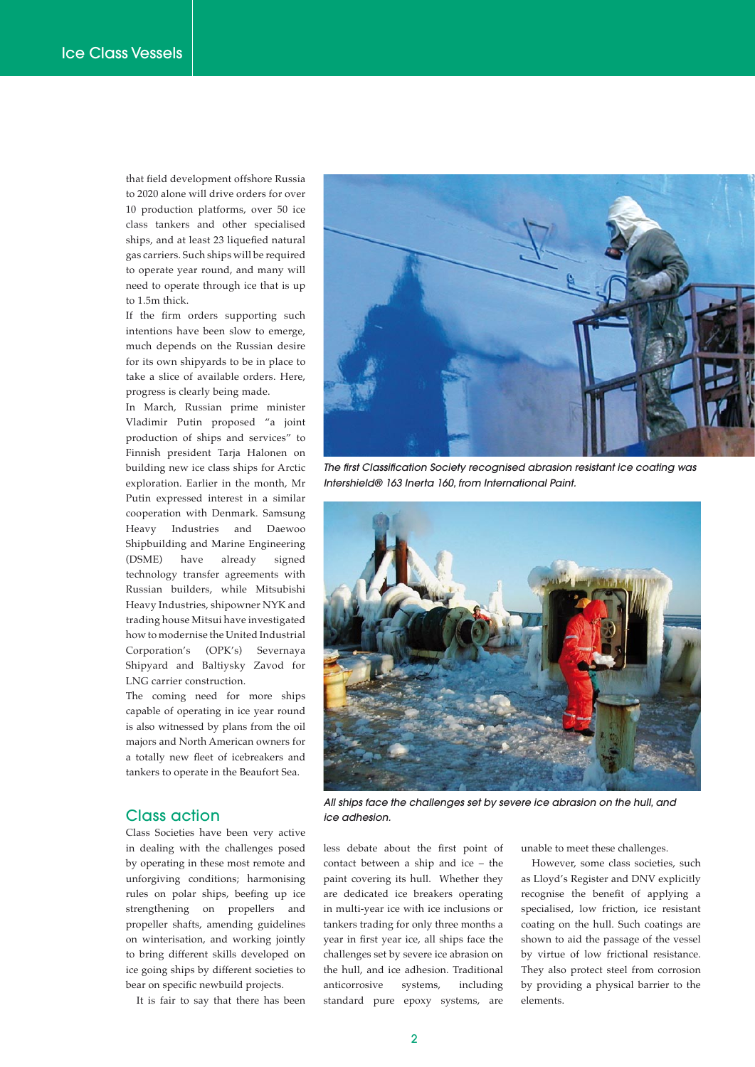that field development offshore Russia to 2020 alone will drive orders for over 10 production platforms, over 50 ice class tankers and other specialised ships, and at least 23 liquefied natural gas carriers. Such ships will be required to operate year round, and many will need to operate through ice that is up to 1.5m thick.

If the firm orders supporting such intentions have been slow to emerge, much depends on the Russian desire for its own shipyards to be in place to take a slice of available orders. Here, progress is clearly being made.

In March, Russian prime minister Vladimir Putin proposed "a joint production of ships and services" to Finnish president Tarja Halonen on building new ice class ships for Arctic exploration. Earlier in the month, Mr Putin expressed interest in a similar cooperation with Denmark. Samsung Heavy Industries and Daewoo Shipbuilding and Marine Engineering (DSME) have already signed technology transfer agreements with Russian builders, while Mitsubishi Heavy Industries, shipowner NYK and trading house Mitsui have investigated how to modernise the United Industrial Corporation's (OPK's) Severnaya Shipyard and Baltiysky Zavod for LNG carrier construction.

The coming need for more ships capable of operating in ice year round is also witnessed by plans from the oil majors and North American owners for a totally new fleet of icebreakers and tankers to operate in the Beaufort Sea.

*The first Classification Society recognised abrasion resistant ice coating was Intershield® 163 Inerta 160, from International Paint.*

*All ships face the challenges set by severe ice abrasion on the hull, and ice adhesion.*

## Class action

Class Societies have been very active in dealing with the challenges posed by operating in these most remote and unforgiving conditions; harmonising rules on polar ships, beefing up ice strengthening on propellers and propeller shafts, amending guidelines on winterisation, and working jointly to bring different skills developed on ice going ships by different societies to bear on specific newbuild projects.

It is fair to say that there has been less debate about the first point of contact between a ship and ice – the paint covering its hull. Whether they are dedicated ice breakers operating in multi-year ice with ice inclusions or tankers trading for only three months a year in first year ice, all ships face the challenges set by severe ice abrasion on the hull, and ice adhesion. Traditional anticorrosive systems, including standard pure epoxy systems, are unable to meet these challenges.

However, some class societies, such as Lloyd's Register and DNV explicitly recognise the benefit of applying a specialised, low friction, ice resistant coating on the hull. Such coatings are shown to aid the passage of the vessel by virtue of low frictional resistance. They also protect steel from corrosion by providing a physical barrier to the elements.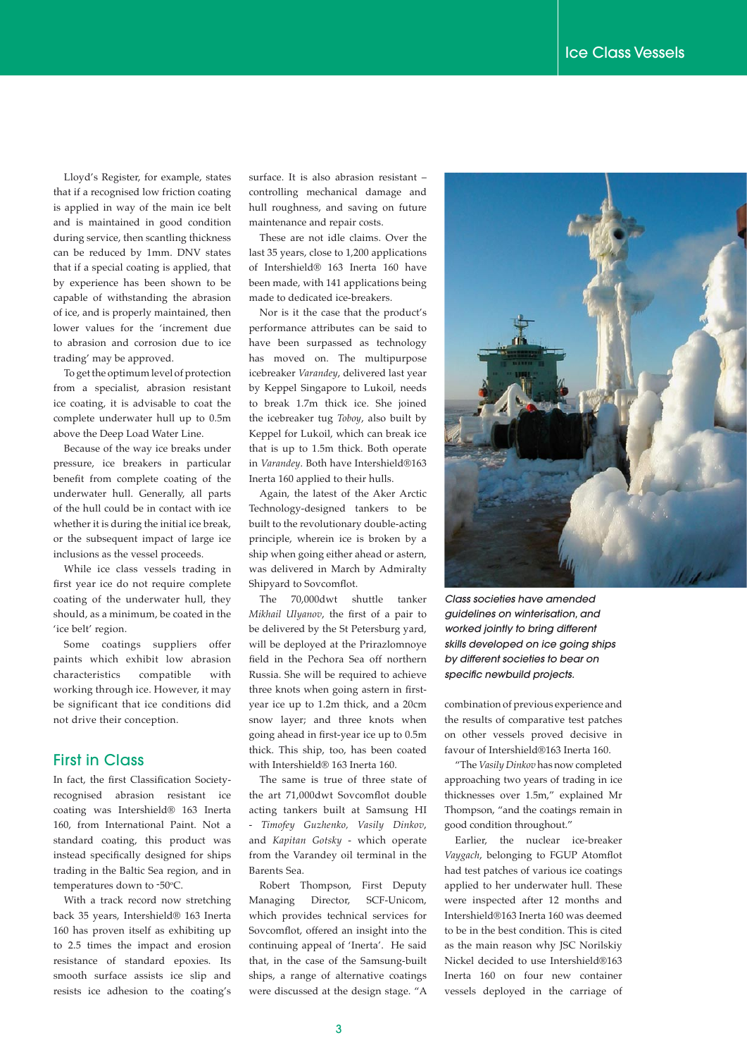Lloyd's Register, for example, states that if a recognised low friction coating is applied in way of the main ice belt and is maintained in good condition during service, then scantling thickness can be reduced by 1mm. DNV states that if a special coating is applied, that by experience has been shown to be capable of withstanding the abrasion of ice, and is properly maintained, then lower values for the 'increment due to abrasion and corrosion due to ice trading' may be approved.

To get the optimum level of protection from a specialist, abrasion resistant ice coating, it is advisable to coat the complete underwater hull up to 0.5m above the Deep Load Water Line.

Because of the way ice breaks under pressure, ice breakers in particular benefit from complete coating of the underwater hull. Generally, all parts of the hull could be in contact with ice whether it is during the initial ice break, or the subsequent impact of large ice inclusions as the vessel proceeds.

While ice class vessels trading in first year ice do not require complete coating of the underwater hull, they should, as a minimum, be coated in the 'ice belt' region.

Some coatings suppliers offer paints which exhibit low abrasion characteristics compatible with working through ice. However, it may be significant that ice conditions did not drive their conception.

## First in Class

In fact, the first Classification Society-recognised abrasion resistant ice coating was Intershield® 163 Inerta 160, from International Paint. Not a standard coating, this product was instead specifically designed for ships trading in the Baltic Sea region, and in temperatures down to -50ºC.

With a track record now stretching back 35 years, Intershield® 163 Inerta 160 has proven itself as exhibiting up to 2.5 times the impact and erosion resistance of standard epoxies. Its smooth surface assists ice slip and resists ice adhesion to the coating's surface. It is also abrasion resistant – controlling mechanical damage and hull roughness, and saving on future maintenance and repair costs.

These are not idle claims. Over the last 35 years, close to 1,200 applications of Intershield® 163 Inerta 160 have been made, with 141 applications being made to dedicated ice-breakers.

Nor is it the case that the product's performance attributes can be said to have been surpassed as technology has moved on. The multipurpose icebreaker *Varandey*, delivered last year by Keppel Singapore to Lukoil, needs to break 1.7m thick ice. She joined the icebreaker tug *Toboy*, also built by Keppel for Lukoil, which can break ice that is up to 1.5m thick. Both operate in *Varandey*. Both have Intershield®163 Inerta 160 applied to their hulls.

Again, the latest of the Aker Arctic Technology-designed tankers to be built to the revolutionary double-acting principle, wherein ice is broken by a ship when going either ahead or astern, was delivered in March by Admiralty Shipyard to Sovcomflot.

The 70,000dwt shuttle tanker *Mikhail Ulyanov*, the first of a pair to be delivered by the St Petersburg yard, will be deployed at the Prirazlomnoye field in the Pechora Sea off northern Russia. She will be required to achieve three knots when going astern in first-year ice up to 1.2m thick, and a 20cm snow layer; and three knots when going ahead in first-year ice up to 0.5m thick. This ship, too, has been coated with Intershield® 163 Inerta 160.

The same is true of three state of the art 71,000dwt Sovcomflot double acting tankers built at Samsung HI - *Timofey Guzhenko*, *Vasily Dinkov*, and *Kapitan Gotsky* - which operate from the Varandey oil terminal in the Barents Sea.

Robert Thompson, First Deputy Managing Director, SCF-Unicom, which provides technical services for Sovcomflot, offered an insight into the continuing appeal of 'Inerta'. He said that, in the case of the Samsung-built ships, a range of alternative coatings were discussed at the design stage. "A combination of previous experience and the results of comparative test patches on other vessels proved decisive in favour of Intershield®163 Inerta 160.

"The *Vasily Dinkov* has now completed approaching two years of trading in ice thicknesses over 1.5m," explained Mr Thompson, "and the coatings remain in good condition throughout."

Earlier, the nuclear ice-breaker *Vaygach*, belonging to FGUP Atomflot had test patches of various ice coatings applied to her underwater hull. These were inspected after 12 months and Intershield®163 Inerta 160 was deemed to be in the best condition. This is cited as the main reason why JSC Norilskiy Nickel decided to use Intershield®163 Inerta 160 on four new container vessels deployed in the carriage of

*Class societies have amended guidelines on winterisation, and worked jointly to bring different skills developed on ice going ships by different societies to bear on specific newbuild projects.*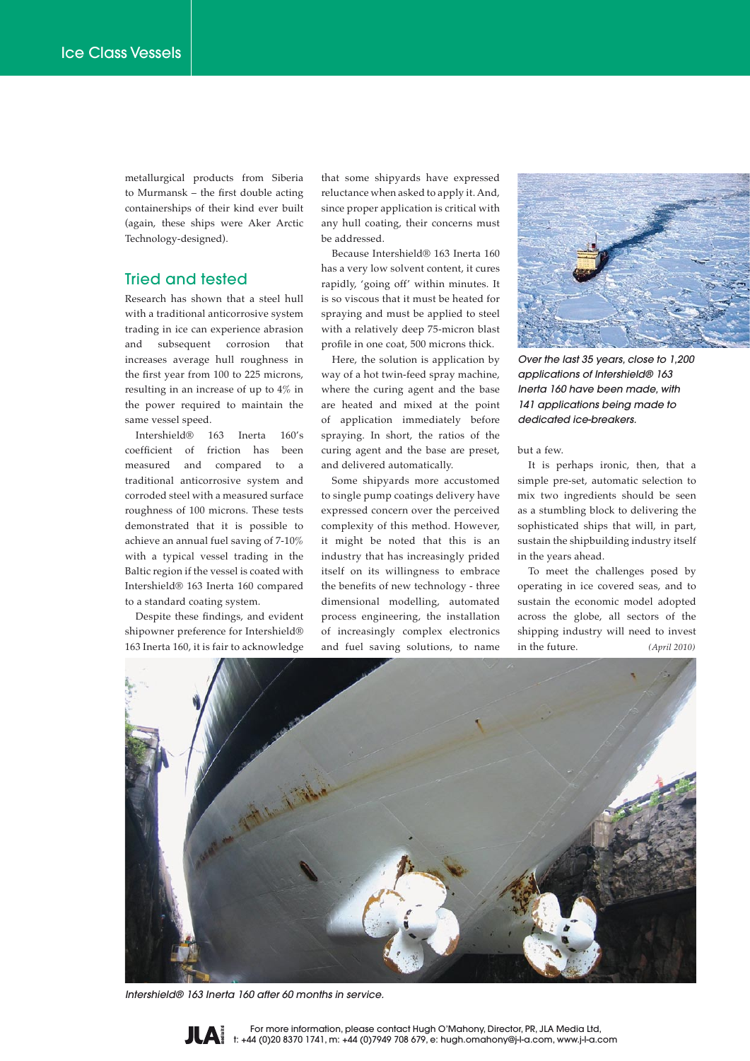metallurgical products from Siberia to Murmansk – the first double acting containerships of their kind ever built (again, these ships were Aker Arctic Technology-designed).

## Tried and tested

Research has shown that a steel hull with a traditional anticorrosive system trading in ice can experience abrasion and subsequent corrosion that increases average hull roughness in the first year from 100 to 225 microns, resulting in an increase of up to 4% in the power required to maintain the same vessel speed.

Intershield® 163 Inerta 160's coefficient of friction has been measured and compared to a traditional anticorrosive system and corroded steel with a measured surface roughness of 100 microns. These tests demonstrated that it is possible to achieve an annual fuel saving of 7-10% with a typical vessel trading in the Baltic region if the vessel is coated with Intershield® 163 Inerta 160 compared to a standard coating system.

Despite these findings, and evident shipowner preference for Intershield® 163 Inerta 160, it is fair to acknowledge that some shipyards have expressed reluctance when asked to apply it. And, since proper application is critical with any hull coating, their concerns must be addressed.

Because Intershield® 163 Inerta 160 has a very low solvent content, it cures rapidly, 'going off' within minutes. It is so viscous that it must be heated for spraying and must be applied to steel with a relatively deep 75-micron blast profile in one coat, 500 microns thick.

Here, the solution is application by way of a hot twin-feed spray machine, where the curing agent and the base are heated and mixed at the point of application immediately before spraying. In short, the ratios of the curing agent and the base are preset, and delivered automatically.

Some shipyards more accustomed to single pump coatings delivery have expressed concern over the perceived complexity of this method. However, it might be noted that this is an industry that has increasingly prided itself on its willingness to embrace the benefits of new technology - three dimensional modelling, automated process engineering, the installation of increasingly complex electronics and fuel saving solutions, to name but a few.

*Over the last 35 years, close to 1,200 applications of Intershield® 163 Inerta 160 have been made, with 141 applications being made to dedicated ice-breakers.*

It is perhaps ironic, then, that a simple pre-set, automatic selection to mix two ingredients should be seen as a stumbling block to delivering the sophisticated ships that will, in part, sustain the shipbuilding industry itself in the years ahead.

To meet the challenges posed by operating in ice covered seas, and to sustain the economic model adopted across the globe, all sectors of the shipping industry will need to invest in the future.

*(April 2010)*

*Intershield® 163 Inerta 160 after 60 months in service.*

For more information, please contact Hugh O'Mahony, Director, PR, JLA Media Ltd, t: +44 (0)20 8370 1741, m: +44 (0)7949 708 679, e: hugh.omahony@j-l-a.com, www.j-l-a.com